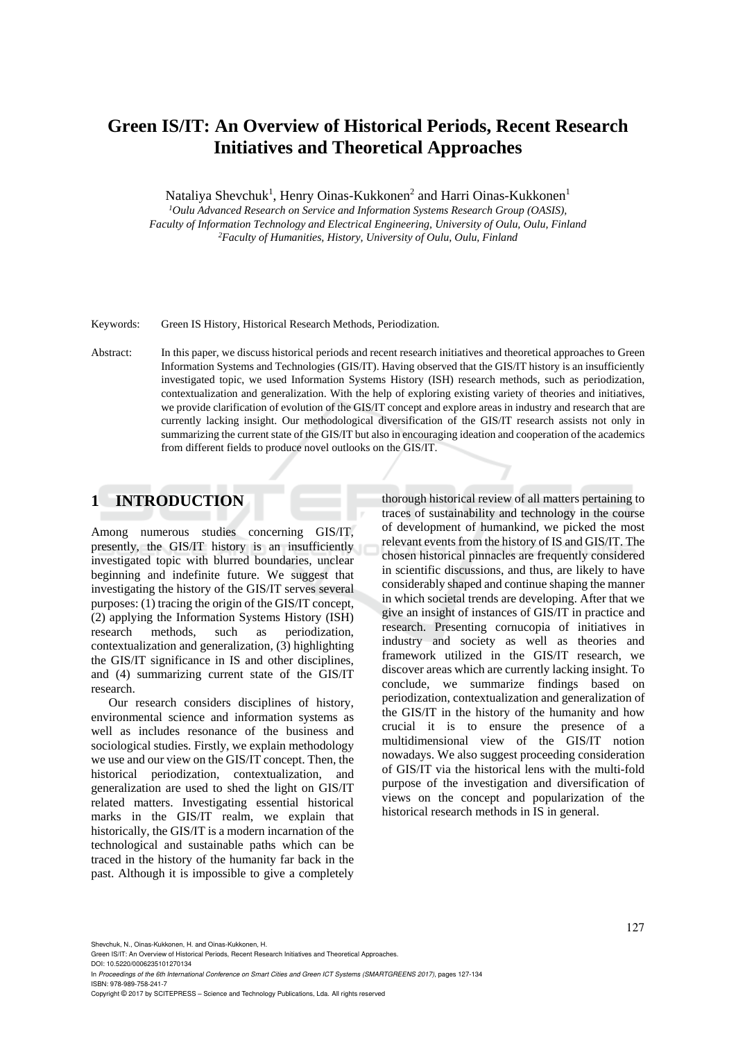# Green IS/IT: An Overview of Historical Periods, Recent Research Initiatives and Theoretical Approaches

Nataliya Shevchuk[1], Henry Oinas-Kukkonen[2] and Harri Oinas-Kukkonen[1]

[1]*Oulu Advanced Research on Service and Information Systems Research Group (OASIS), Faculty of Information Technology and Electrical Engineering, University of Oulu, Oulu, Finland*

[2]*Faculty of Humanities, History, University of Oulu, Oulu, Finland*

Keywords: Green IS History, Historical Research Methods, Periodization.

Abstract: In this paper, we discuss historical periods and recent research initiatives and theoretical approaches to Green Information Systems and Technologies (GIS/IT). Having observed that the GIS/IT history is an insufficiently investigated topic, we used Information Systems History (ISH) research methods, such as periodization, contextualization and generalization. With the help of exploring existing variety of theories and initiatives, we provide clarification of evolution of the GIS/IT concept and explore areas in industry and research that are currently lacking insight. Our methodological diversification of the GIS/IT research assists not only in summarizing the current state of the GIS/IT but also in encouraging ideation and cooperation of the academics from different fields to produce novel outlooks on the GIS/IT.

## 1 INTRODUCTION

Among numerous studies concerning GIS/IT, presently, the GIS/IT history is an insufficiently investigated topic with blurred boundaries, unclear beginning and indefinite future. We suggest that investigating the history of the GIS/IT serves several purposes: (1) tracing the origin of the GIS/IT concept, (2) applying the Information Systems History (ISH) research methods, such as periodization, contextualization and generalization, (3) highlighting the GIS/IT significance in IS and other disciplines, and (4) summarizing current state of the GIS/IT research.

Our research considers disciplines of history, environmental science and information systems as well as includes resonance of the business and sociological studies. Firstly, we explain methodology we use and our view on the GIS/IT concept. Then, the historical periodization, contextualization, and generalization are used to shed the light on GIS/IT related matters. Investigating essential historical marks in the GIS/IT realm, we explain that historically, the GIS/IT is a modern incarnation of the technological and sustainable paths which can be traced in the history of the humanity far back in the past. Although it is impossible to give a completely thorough historical review of all matters pertaining to traces of sustainability and technology in the course of development of humankind, we picked the most relevant events from the history of IS and GIS/IT. The chosen historical pinnacles are frequently considered in scientific discussions, and thus, are likely to have considerably shaped and continue shaping the manner in which societal trends are developing. After that we give an insight of instances of GIS/IT in practice and research. Presenting cornucopia of initiatives in industry and society as well as theories and framework utilized in the GIS/IT research, we discover areas which are currently lacking insight. To conclude, we summarize findings based on periodization, contextualization and generalization of the GIS/IT in the history of the humanity and how crucial it is to ensure the presence of a multidimensional view of the GIS/IT notion nowadays. We also suggest proceeding consideration of GIS/IT via the historical lens with the multi-fold purpose of the investigation and diversification of views on the concept and popularization of the historical research methods in IS in general.

Shevchuk, N., Oinas-Kukkonen, H. and Oinas-Kukkonen, H.
Green IS/IT: An Overview of Historical Periods, Recent Research Initiatives and Theoretical Approaches.
DOI: 10.5220/0006235101270134
In *Proceedings of the 6th International Conference on Smart Cities and Green ICT Systems (SMARTGREENS 2017)*, pages 127-134
ISBN: 978-989-758-241-7
Copyright © 2017 by SCITEPRESS – Science and Technology Publications, Lda. All rights reserved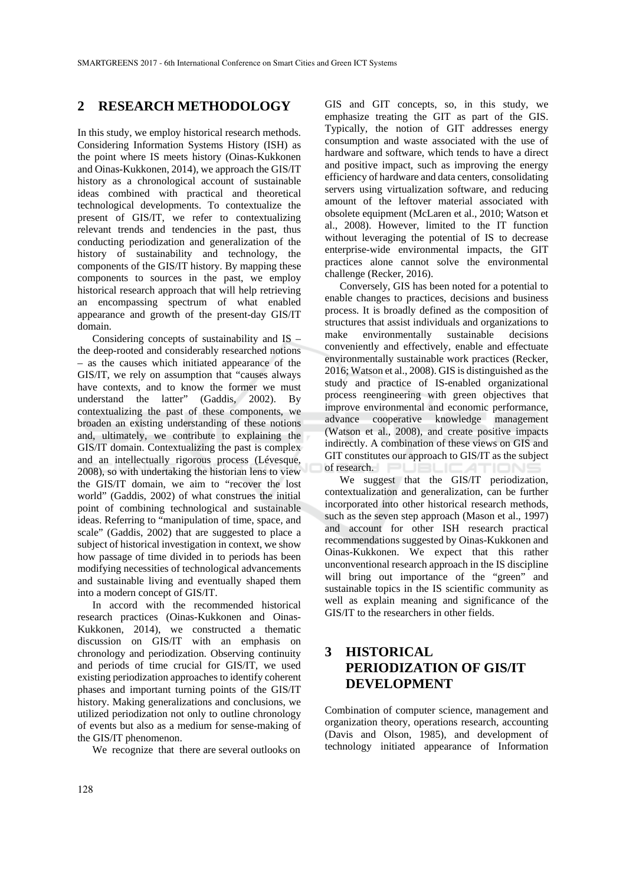## 2 RESEARCH METHODOLOGY

In this study, we employ historical research methods. Considering Information Systems History (ISH) as the point where IS meets history (Oinas-Kukkonen and Oinas-Kukkonen, 2014), we approach the GIS/IT history as a chronological account of sustainable ideas combined with practical and theoretical technological developments. To contextualize the present of GIS/IT, we refer to contextualizing relevant trends and tendencies in the past, thus conducting periodization and generalization of the history of sustainability and technology, the components of the GIS/IT history. By mapping these components to sources in the past, we employ historical research approach that will help retrieving an encompassing spectrum of what enabled appearance and growth of the present-day GIS/IT domain.

Considering concepts of sustainability and IS – the deep-rooted and considerably researched notions – as the causes which initiated appearance of the GIS/IT, we rely on assumption that "causes always have contexts, and to know the former we must understand the latter" (Gaddis, 2002). By contextualizing the past of these components, we broaden an existing understanding of these notions and, ultimately, we contribute to explaining the GIS/IT domain. Contextualizing the past is complex and an intellectually rigorous process (Lévesque, 2008), so with undertaking the historian lens to view the GIS/IT domain, we aim to "recover the lost world" (Gaddis, 2002) of what construes the initial point of combining technological and sustainable ideas. Referring to "manipulation of time, space, and scale" (Gaddis, 2002) that are suggested to place a subject of historical investigation in context, we show how passage of time divided in to periods has been modifying necessities of technological advancements and sustainable living and eventually shaped them into a modern concept of GIS/IT.

In accord with the recommended historical research practices (Oinas-Kukkonen and Oinas-Kukkonen, 2014), we constructed a thematic discussion on GIS/IT with an emphasis on chronology and periodization. Observing continuity and periods of time crucial for GIS/IT, we used existing periodization approaches to identify coherent phases and important turning points of the GIS/IT history. Making generalizations and conclusions, we utilized periodization not only to outline chronology of events but also as a medium for sense-making of the GIS/IT phenomenon.

We recognize that there are several outlooks on GIS and GIT concepts, so, in this study, we emphasize treating the GIT as part of the GIS. Typically, the notion of GIT addresses energy consumption and waste associated with the use of hardware and software, which tends to have a direct and positive impact, such as improving the energy efficiency of hardware and data centers, consolidating servers using virtualization software, and reducing amount of the leftover material associated with obsolete equipment (McLaren et al., 2010; Watson et al., 2008). However, limited to the IT function without leveraging the potential of IS to decrease enterprise-wide environmental impacts, the GIT practices alone cannot solve the environmental challenge (Recker, 2016).

Conversely, GIS has been noted for a potential to enable changes to practices, decisions and business process. It is broadly defined as the composition of structures that assist individuals and organizations to make environmentally sustainable decisions conveniently and effectively, enable and effectuate environmentally sustainable work practices (Recker, 2016; Watson et al., 2008). GIS is distinguished as the study and practice of IS-enabled organizational process reengineering with green objectives that improve environmental and economic performance, advance cooperative knowledge management (Watson et al., 2008), and create positive impacts indirectly. A combination of these views on GIS and GIT constitutes our approach to GIS/IT as the subject of research.

We suggest that the GIS/IT periodization, contextualization and generalization, can be further incorporated into other historical research methods, such as the seven step approach (Mason et al., 1997) and account for other ISH research practical recommendations suggested by Oinas-Kukkonen and Oinas-Kukkonen. We expect that this rather unconventional research approach in the IS discipline will bring out importance of the "green" and sustainable topics in the IS scientific community as well as explain meaning and significance of the GIS/IT to the researchers in other fields.

## 3 HISTORICAL PERIODIZATION OF GIS/IT DEVELOPMENT

Combination of computer science, management and organization theory, operations research, accounting (Davis and Olson, 1985), and development of technology initiated appearance of Information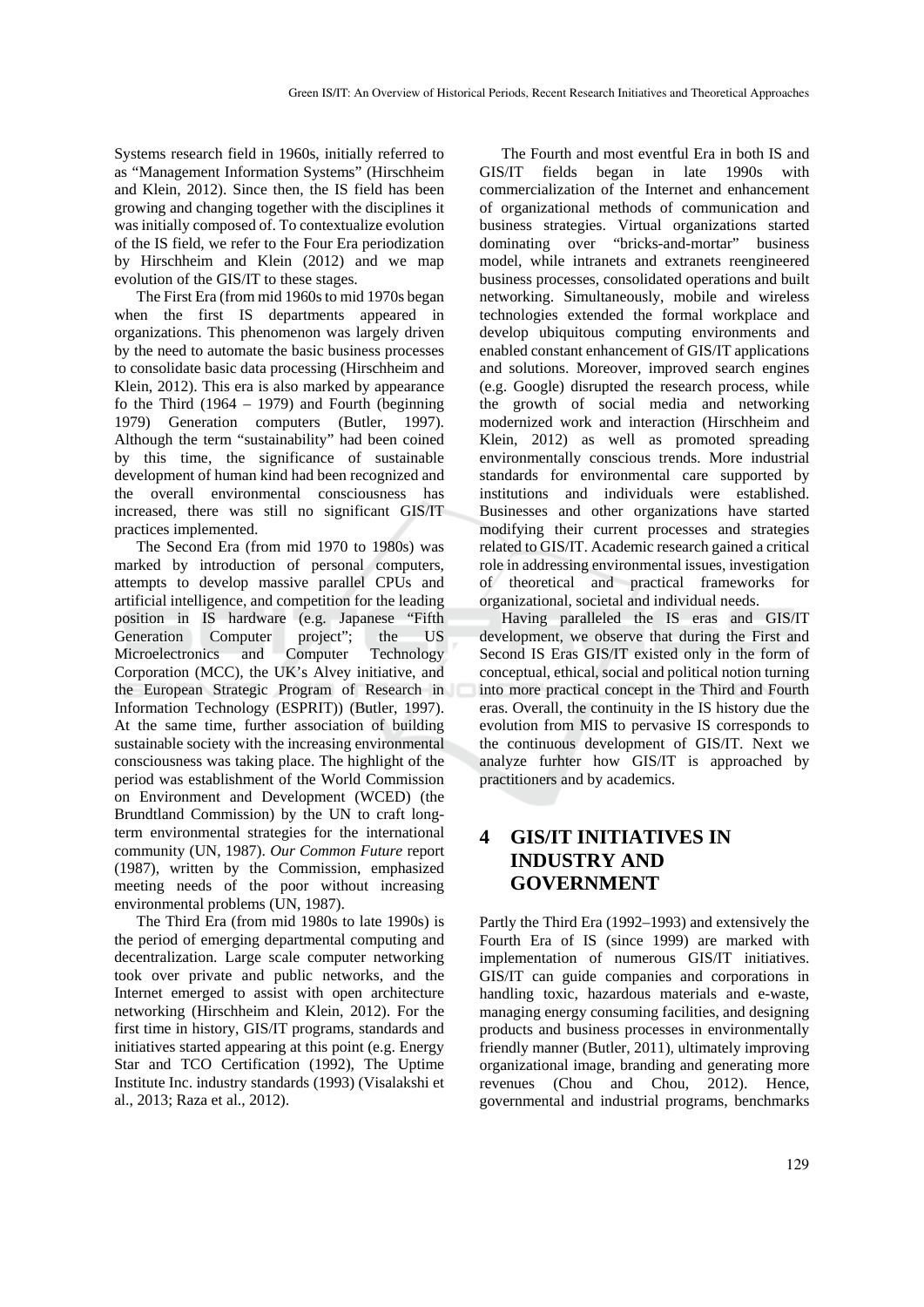Systems research field in 1960s, initially referred to as "Management Information Systems" (Hirschheim and Klein, 2012). Since then, the IS field has been growing and changing together with the disciplines it was initially composed of. To contextualize evolution of the IS field, we refer to the Four Era periodization by Hirschheim and Klein (2012) and we map evolution of the GIS/IT to these stages.

The First Era (from mid 1960s to mid 1970s began when the first IS departments appeared in organizations. This phenomenon was largely driven by the need to automate the basic business processes to consolidate basic data processing (Hirschheim and Klein, 2012). This era is also marked by appearance fo the Third (1964 – 1979) and Fourth (beginning 1979) Generation computers (Butler, 1997). Although the term "sustainability" had been coined by this time, the significance of sustainable development of human kind had been recognized and the overall environmental consciousness has increased, there was still no significant GIS/IT practices implemented.

The Second Era (from mid 1970 to 1980s) was marked by introduction of personal computers, attempts to develop massive parallel CPUs and artificial intelligence, and competition for the leading position in IS hardware (e.g. Japanese "Fifth Generation Computer project"; the US Microelectronics and Computer Technology Corporation (MCC), the UK's Alvey initiative, and the European Strategic Program of Research in Information Technology (ESPRIT)) (Butler, 1997). At the same time, further association of building sustainable society with the increasing environmental consciousness was taking place. The highlight of the period was establishment of the World Commission on Environment and Development (WCED) (the Brundtland Commission) by the UN to craft long-term environmental strategies for the international community (UN, 1987). *Our Common Future* report (1987), written by the Commission, emphasized meeting needs of the poor without increasing environmental problems (UN, 1987).

The Third Era (from mid 1980s to late 1990s) is the period of emerging departmental computing and decentralization. Large scale computer networking took over private and public networks, and the Internet emerged to assist with open architecture networking (Hirschheim and Klein, 2012). For the first time in history, GIS/IT programs, standards and initiatives started appearing at this point (e.g. Energy Star and TCO Certification (1992), The Uptime Institute Inc. industry standards (1993) (Visalakshi et al., 2013; Raza et al., 2012).

The Fourth and most eventful Era in both IS and GIS/IT fields began in late 1990s with commercialization of the Internet and enhancement of organizational methods of communication and business strategies. Virtual organizations started dominating over "bricks-and-mortar" business model, while intranets and extranets reengineered business processes, consolidated operations and built networking. Simultaneously, mobile and wireless technologies extended the formal workplace and develop ubiquitous computing environments and enabled constant enhancement of GIS/IT applications and solutions. Moreover, improved search engines (e.g. Google) disrupted the research process, while the growth of social media and networking modernized work and interaction (Hirschheim and Klein, 2012) as well as promoted spreading environmentally conscious trends. More industrial standards for environmental care supported by institutions and individuals were established. Businesses and other organizations have started modifying their current processes and strategies related to GIS/IT. Academic research gained a critical role in addressing environmental issues, investigation of theoretical and practical frameworks for organizational, societal and individual needs.

Having paralleled the IS eras and GIS/IT development, we observe that during the First and Second IS Eras GIS/IT existed only in the form of conceptual, ethical, social and political notion turning into more practical concept in the Third and Fourth eras. Overall, the continuity in the IS history due the evolution from MIS to pervasive IS corresponds to the continuous development of GIS/IT. Next we analyze furhter how GIS/IT is approached by practitioners and by academics.

# 4 GIS/IT INITIATIVES IN INDUSTRY AND GOVERNMENT

Partly the Third Era (1992–1993) and extensively the Fourth Era of IS (since 1999) are marked with implementation of numerous GIS/IT initiatives. GIS/IT can guide companies and corporations in handling toxic, hazardous materials and e-waste, managing energy consuming facilities, and designing products and business processes in environmentally friendly manner (Butler, 2011), ultimately improving organizational image, branding and generating more revenues (Chou and Chou, 2012). Hence, governmental and industrial programs, benchmarks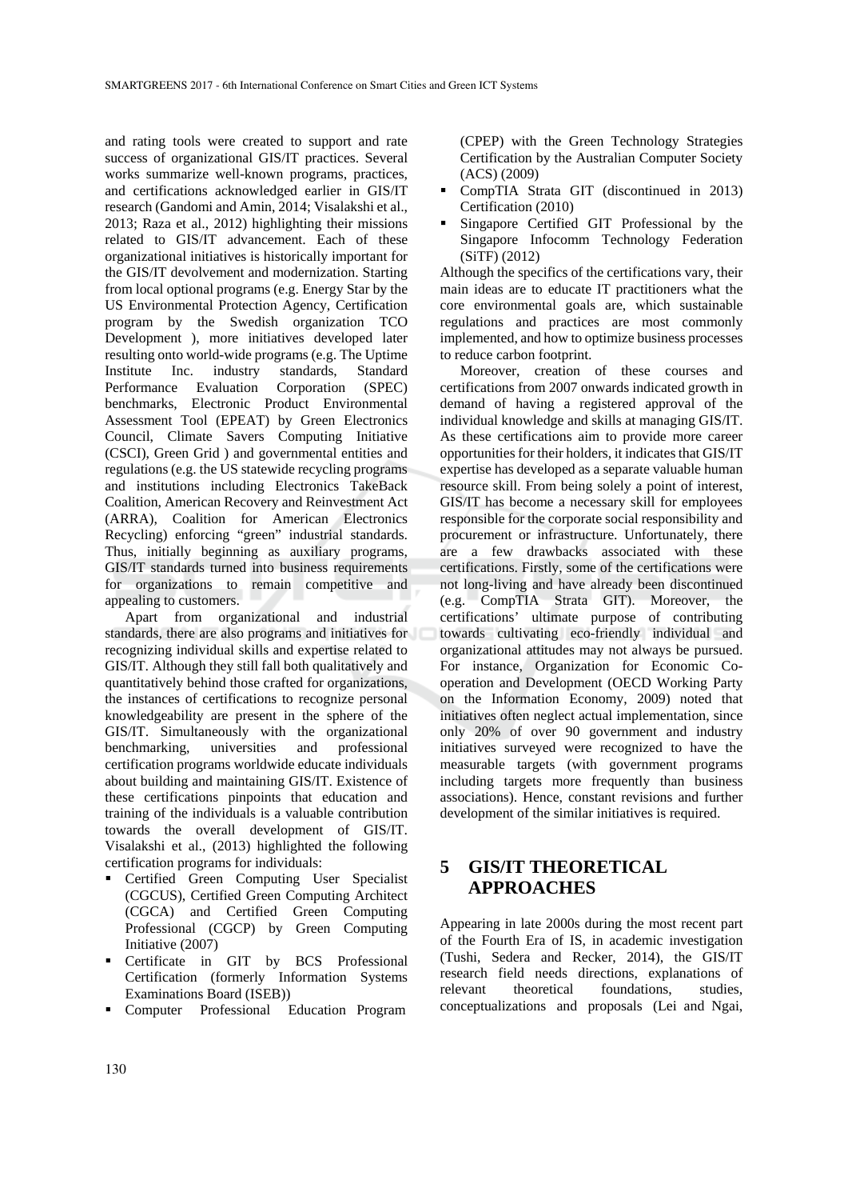and rating tools were created to support and rate success of organizational GIS/IT practices. Several works summarize well-known programs, practices, and certifications acknowledged earlier in GIS/IT research (Gandomi and Amin, 2014; Visalakshi et al., 2013; Raza et al., 2012) highlighting their missions related to GIS/IT advancement. Each of these organizational initiatives is historically important for the GIS/IT devolvement and modernization. Starting from local optional programs (e.g. Energy Star by the US Environmental Protection Agency, Certification program by the Swedish organization TCO Development ), more initiatives developed later resulting onto world-wide programs (e.g. The Uptime Institute Inc. industry standards, Standard Performance Evaluation Corporation (SPEC) benchmarks, Electronic Product Environmental Assessment Tool (EPEAT) by Green Electronics Council, Climate Savers Computing Initiative (CSCI), Green Grid ) and governmental entities and regulations (e.g. the US statewide recycling programs and institutions including Electronics TakeBack Coalition, American Recovery and Reinvestment Act (ARRA), Coalition for American Electronics Recycling) enforcing "green" industrial standards. Thus, initially beginning as auxiliary programs, GIS/IT standards turned into business requirements for organizations to remain competitive and appealing to customers.

Apart from organizational and industrial standards, there are also programs and initiatives for recognizing individual skills and expertise related to GIS/IT. Although they still fall both qualitatively and quantitatively behind those crafted for organizations, the instances of certifications to recognize personal knowledgeability are present in the sphere of the GIS/IT. Simultaneously with the organizational benchmarking, universities and professional certification programs worldwide educate individuals about building and maintaining GIS/IT. Existence of these certifications pinpoints that education and training of the individuals is a valuable contribution towards the overall development of GIS/IT. Visalakshi et al., (2013) highlighted the following certification programs for individuals:

- Certified Green Computing User Specialist (CGCUS), Certified Green Computing Architect (CGCA) and Certified Green Computing Professional (CGCP) by Green Computing Initiative (2007)
- Certificate in GIT by BCS Professional Certification (formerly Information Systems Examinations Board (ISEB))
- Computer Professional Education Program (CPEP) with the Green Technology Strategies Certification by the Australian Computer Society (ACS) (2009)
- CompTIA Strata GIT (discontinued in 2013) Certification (2010)
- Singapore Certified GIT Professional by the Singapore Infocomm Technology Federation (SiTF) (2012)

Although the specifics of the certifications vary, their main ideas are to educate IT practitioners what the core environmental goals are, which sustainable regulations and practices are most commonly implemented, and how to optimize business processes to reduce carbon footprint.

Moreover, creation of these courses and certifications from 2007 onwards indicated growth in demand of having a registered approval of the individual knowledge and skills at managing GIS/IT. As these certifications aim to provide more career opportunities for their holders, it indicates that GIS/IT expertise has developed as a separate valuable human resource skill. From being solely a point of interest, GIS/IT has become a necessary skill for employees responsible for the corporate social responsibility and procurement or infrastructure. Unfortunately, there are a few drawbacks associated with these certifications. Firstly, some of the certifications were not long-living and have already been discontinued (e.g. CompTIA Strata GIT). Moreover, the certifications' ultimate purpose of contributing towards cultivating eco-friendly individual and organizational attitudes may not always be pursued. For instance, Organization for Economic Co-operation and Development (OECD Working Party on the Information Economy, 2009) noted that initiatives often neglect actual implementation, since only 20% of over 90 government and industry initiatives surveyed were recognized to have the measurable targets (with government programs including targets more frequently than business associations). Hence, constant revisions and further development of the similar initiatives is required.

## 5 GIS/IT THEORETICAL APPROACHES

Appearing in late 2000s during the most recent part of the Fourth Era of IS, in academic investigation (Tushi, Sedera and Recker, 2014), the GIS/IT research field needs directions, explanations of relevant theoretical foundations, studies, conceptualizations and proposals (Lei and Ngai,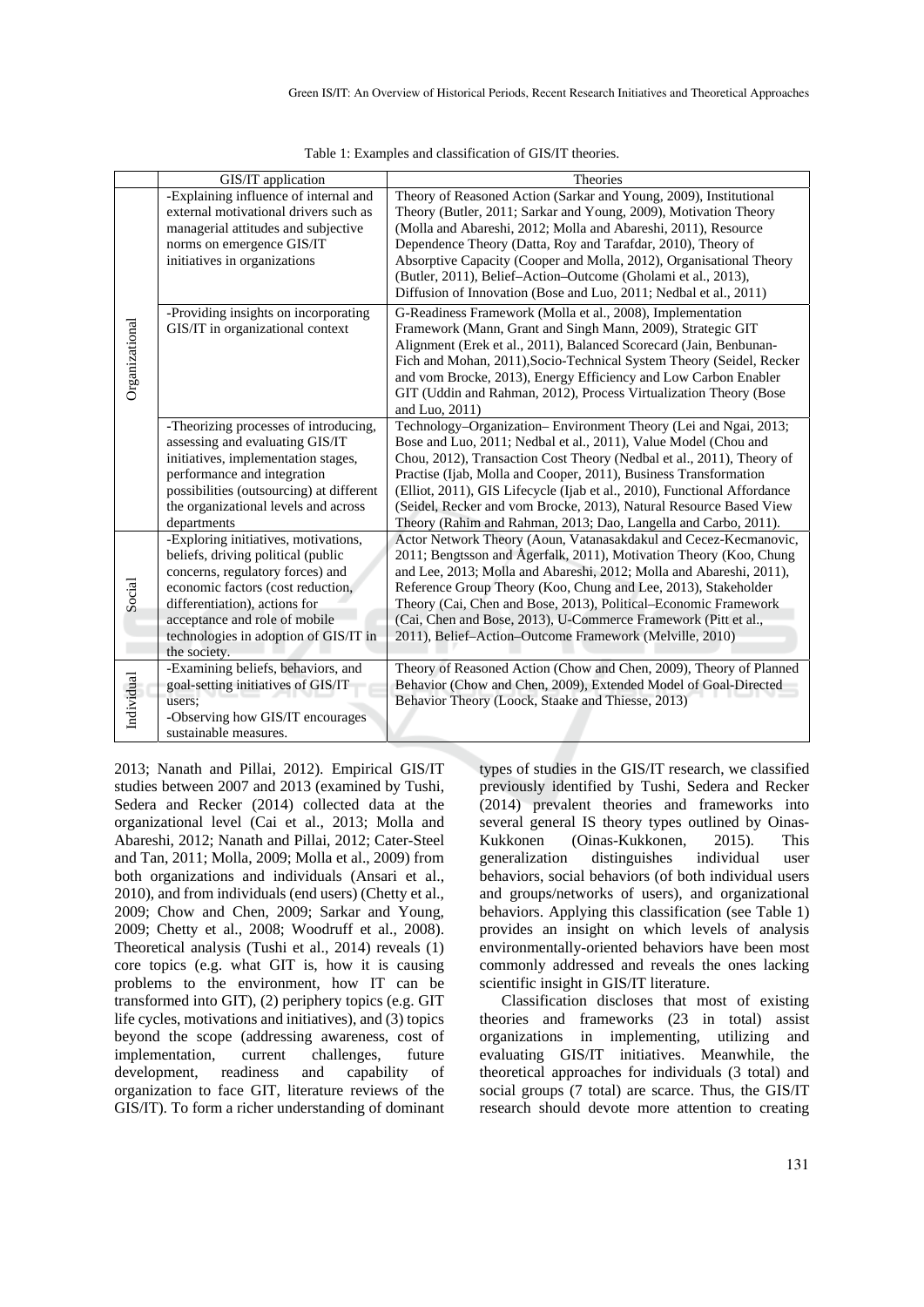Table 1: Examples and classification of GIS/IT theories.

| | GIS/IT application | Theories |
|---|---|---|
| Organizational | -Explaining influence of internal and external motivational drivers such as managerial attitudes and subjective norms on emergence GIS/IT initiatives in organizations | Theory of Reasoned Action (Sarkar and Young, 2009), Institutional Theory (Butler, 2011; Sarkar and Young, 2009), Motivation Theory (Molla and Abareshi, 2012; Molla and Abareshi, 2011), Resource Dependence Theory (Datta, Roy and Tarafdar, 2010), Theory of Absorptive Capacity (Cooper and Molla, 2012), Organisational Theory (Butler, 2011), Belief–Action–Outcome (Gholami et al., 2013), Diffusion of Innovation (Bose and Luo, 2011; Nedbal et al., 2011) |
| | -Providing insights on incorporating GIS/IT in organizational context | G-Readiness Framework (Molla et al., 2008), Implementation Framework (Mann, Grant and Singh Mann, 2009), Strategic GIT Alignment (Erek et al., 2011), Balanced Scorecard (Jain, Benbunan-Fich and Mohan, 2011),Socio-Technical System Theory (Seidel, Recker and vom Brocke, 2013), Energy Efficiency and Low Carbon Enabler GIT (Uddin and Rahman, 2012), Process Virtualization Theory (Bose and Luo, 2011) |
| | -Theorizing processes of introducing, assessing and evaluating GIS/IT initiatives, implementation stages, performance and integration possibilities (outsourcing) at different the organizational levels and across departments | Technology–Organization– Environment Theory (Lei and Ngai, 2013; Bose and Luo, 2011; Nedbal et al., 2011), Value Model (Chou and Chou, 2012), Transaction Cost Theory (Nedbal et al., 2011), Theory of Practise (Ijab, Molla and Cooper, 2011), Business Transformation (Elliot, 2011), GIS Lifecycle (Ijab et al., 2010), Functional Affordance (Seidel, Recker and vom Brocke, 2013), Natural Resource Based View Theory (Rahim and Rahman, 2013; Dao, Langella and Carbo, 2011). |
| Social | -Exploring initiatives, motivations, beliefs, driving political (public concerns, regulatory forces) and economic factors (cost reduction, differentiation), actions for acceptance and role of mobile technologies in adoption of GIS/IT in the society. | Actor Network Theory (Aoun, Vatanasakdakul and Cecez-Kecmanovic, 2011; Bengtsson and Ågerfalk, 2011), Motivation Theory (Koo, Chung and Lee, 2013; Molla and Abareshi, 2012; Molla and Abareshi, 2011), Reference Group Theory (Koo, Chung and Lee, 2013), Stakeholder Theory (Cai, Chen and Bose, 2013), Political–Economic Framework (Cai, Chen and Bose, 2013), U-Commerce Framework (Pitt et al., 2011), Belief–Action–Outcome Framework (Melville, 2010) |
| Individual | -Examining beliefs, behaviors, and goal-setting initiatives of GIS/IT users;<br>-Observing how GIS/IT encourages sustainable measures. | Theory of Reasoned Action (Chow and Chen, 2009), Theory of Planned Behavior (Chow and Chen, 2009), Extended Model of Goal-Directed Behavior Theory (Loock, Staake and Thiesse, 2013) |

2013; Nanath and Pillai, 2012). Empirical GIS/IT studies between 2007 and 2013 (examined by Tushi, Sedera and Recker (2014) collected data at the organizational level (Cai et al., 2013; Molla and Abareshi, 2012; Nanath and Pillai, 2012; Cater-Steel and Tan, 2011; Molla, 2009; Molla et al., 2009) from both organizations and individuals (Ansari et al., 2010), and from individuals (end users) (Chetty et al., 2009; Chow and Chen, 2009; Sarkar and Young, 2009; Chetty et al., 2008; Woodruff et al., 2008). Theoretical analysis (Tushi et al., 2014) reveals (1) core topics (e.g. what GIT is, how it is causing problems to the environment, how IT can be transformed into GIT), (2) periphery topics (e.g. GIT life cycles, motivations and initiatives), and (3) topics beyond the scope (addressing awareness, cost of implementation, current challenges, future development, readiness and capability of organization to face GIT, literature reviews of the GIS/IT). To form a richer understanding of dominant types of studies in the GIS/IT research, we classified previously identified by Tushi, Sedera and Recker (2014) prevalent theories and frameworks into several general IS theory types outlined by Oinas-Kukkonen (Oinas-Kukkonen, 2015). This generalization distinguishes individual user behaviors, social behaviors (of both individual users and groups/networks of users), and organizational behaviors. Applying this classification (see Table 1) provides an insight on which levels of analysis environmentally-oriented behaviors have been most commonly addressed and reveals the ones lacking scientific insight in GIS/IT literature.

Classification discloses that most of existing theories and frameworks (23 in total) assist organizations in implementing, utilizing and evaluating GIS/IT initiatives. Meanwhile, the theoretical approaches for individuals (3 total) and social groups (7 total) are scarce. Thus, the GIS/IT research should devote more attention to creating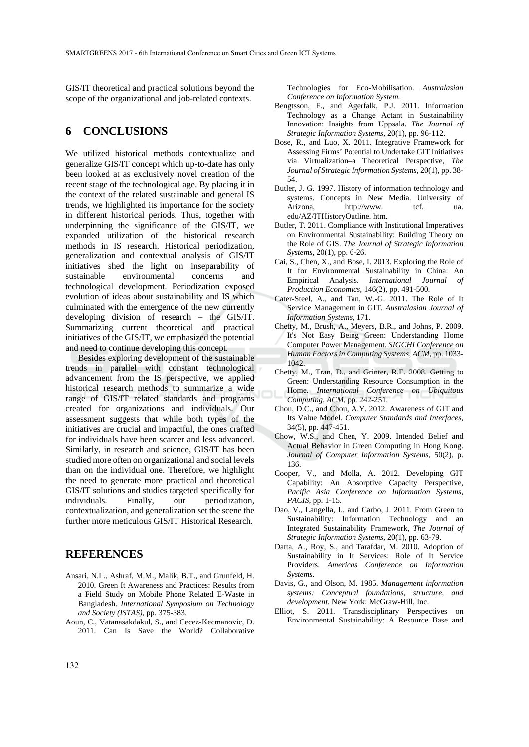GIS/IT theoretical and practical solutions beyond the scope of the organizational and job-related contexts.

## 6 CONCLUSIONS

We utilized historical methods contextualize and generalize GIS/IT concept which up-to-date has only been looked at as exclusively novel creation of the recent stage of the technological age. By placing it in the context of the related sustainable and general IS trends, we highlighted its importance for the society in different historical periods. Thus, together with underpinning the significance of the GIS/IT, we expanded utilization of the historical research methods in IS research. Historical periodization, generalization and contextual analysis of GIS/IT initiatives shed the light on inseparability of sustainable environmental concerns and technological development. Periodization exposed evolution of ideas about sustainability and IS which culminated with the emergence of the new currently developing division of research – the GIS/IT. Summarizing current theoretical and practical initiatives of the GIS/IT, we emphasized the potential and need to continue developing this concept.

Besides exploring development of the sustainable trends in parallel with constant technological advancement from the IS perspective, we applied historical research methods to summarize a wide range of GIS/IT related standards and programs created for organizations and individuals. Our assessment suggests that while both types of the initiatives are crucial and impactful, the ones crafted for individuals have been scarcer and less advanced. Similarly, in research and science, GIS/IT has been studied more often on organizational and social levels than on the individual one. Therefore, we highlight the need to generate more practical and theoretical GIS/IT solutions and studies targeted specifically for individuals. Finally, our periodization, contextualization, and generalization set the scene the further more meticulous GIS/IT Historical Research.

## REFERENCES

Ansari, N.L., Ashraf, M.M., Malik, B.T., and Grunfeld, H. 2010. Green It Awareness and Practices: Results from a Field Study on Mobile Phone Related E-Waste in Bangladesh. *International Symposium on Technology and Society (ISTAS)*, pp. 375-383.

Aoun, C., Vatanasakdakul, S., and Cecez-Kecmanovic, D. 2011. Can Is Save the World? Collaborative Technologies for Eco-Mobilisation. *Australasian Conference on Information System.*

Bengtsson, F., and Ågerfalk, P.J. 2011. Information Technology as a Change Actant in Sustainability Innovation: Insights from Uppsala. *The Journal of Strategic Information Systems*, 20(1), pp. 96-112.

Bose, R., and Luo, X. 2011. Integrative Framework for Assessing Firms' Potential to Undertake GIT Initiatives via Virtualization–a Theoretical Perspective, *The Journal of Strategic Information Systems*, 20(1), pp. 38-54.

Butler, J. G. 1997. History of information technology and systems. Concepts in New Media. University of Arizona, http://www. tcf. ua. edu/AZ/ITHistoryOutline. htm.

Butler, T. 2011. Compliance with Institutional Imperatives on Environmental Sustainability: Building Theory on the Role of GIS. *The Journal of Strategic Information Systems*, 20(1), pp. 6-26.

Cai, S., Chen, X., and Bose, I. 2013. Exploring the Role of It for Environmental Sustainability in China: An Empirical Analysis. *International Journal of Production Economics*, 146(2), pp. 491-500.

Cater-Steel, A., and Tan, W.-G. 2011. The Role of It Service Management in GIT. *Australasian Journal of Information Systems*, 171.

Chetty, M., Brush, A., Meyers, B.R., and Johns, P. 2009. It's Not Easy Being Green: Understanding Home Computer Power Management. *SIGCHI Conference on Human Factors in Computing Systems, ACM*, pp. 1033-1042.

Chetty, M., Tran, D., and Grinter, R.E. 2008. Getting to Green: Understanding Resource Consumption in the Home. *International Conference on Ubiquitous Computing, ACM*, pp. 242-251.

Chou, D.C., and Chou, A.Y. 2012. Awareness of GIT and Its Value Model. *Computer Standards and Interfaces*, 34(5), pp. 447-451.

Chow, W.S., and Chen, Y. 2009. Intended Belief and Actual Behavior in Green Computing in Hong Kong. *Journal of Computer Information Systems*, 50(2), p. 136.

Cooper, V., and Molla, A. 2012. Developing GIT Capability: An Absorptive Capacity Perspective, *Pacific Asia Conference on Information Systems, PACIS*, pp. 1-15.

Dao, V., Langella, I., and Carbo, J. 2011. From Green to Sustainability: Information Technology and an Integrated Sustainability Framework, *The Journal of Strategic Information Systems*, 20(1), pp. 63-79.

Datta, A., Roy, S., and Tarafdar, M. 2010. Adoption of Sustainability in It Services: Role of It Service Providers. *Americas Conference on Information Systems.*

Davis, G., and Olson, M. 1985. *Management information systems: Conceptual foundations, structure, and development*. New York: McGraw-Hill, Inc.

Elliot, S. 2011. Transdisciplinary Perspectives on Environmental Sustainability: A Resource Base and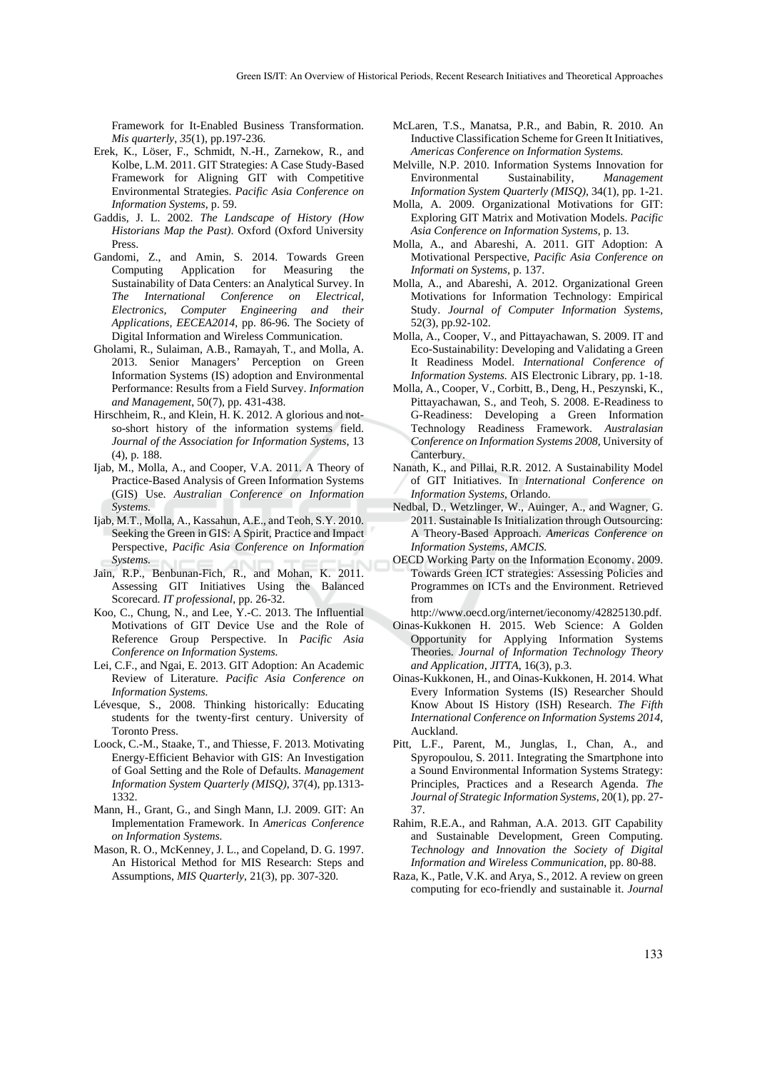Framework for It-Enabled Business Transformation. *Mis quarterly*, *35*(1), pp.197-236.

Erek, K., Löser, F., Schmidt, N.-H., Zarnekow, R., and Kolbe, L.M. 2011. GIT Strategies: A Case Study-Based Framework for Aligning GIT with Competitive Environmental Strategies. *Pacific Asia Conference on Information Systems*, p. 59.

Gaddis, J. L. 2002. *The Landscape of History (How Historians Map the Past)*. Oxford (Oxford University Press.

Gandomi, Z., and Amin, S. 2014. Towards Green Computing Application for Measuring the Sustainability of Data Centers: an Analytical Survey. In *The International Conference on Electrical, Electronics, Computer Engineering and their Applications, EECEA2014*, pp. 86-96. The Society of Digital Information and Wireless Communication.

Gholami, R., Sulaiman, A.B., Ramayah, T., and Molla, A. 2013. Senior Managers' Perception on Green Information Systems (IS) adoption and Environmental Performance: Results from a Field Survey. *Information and Management*, 50(7), pp. 431-438.

Hirschheim, R., and Klein, H. K. 2012. A glorious and not-so-short history of the information systems field. *Journal of the Association for Information Systems*, 13 (4), p. 188.

Ijab, M., Molla, A., and Cooper, V.A. 2011. A Theory of Practice-Based Analysis of Green Information Systems (GIS) Use. *Australian Conference on Information Systems.*

Ijab, M.T., Molla, A., Kassahun, A.E., and Teoh, S.Y. 2010. Seeking the Green in GIS: A Spirit, Practice and Impact Perspective, *Pacific Asia Conference on Information Systems.*

Jain, R.P., Benbunan-Fich, R., and Mohan, K. 2011. Assessing GIT Initiatives Using the Balanced Scorecard. *IT professional*, pp. 26-32.

Koo, C., Chung, N., and Lee, Y.-C. 2013. The Influential Motivations of GIT Device Use and the Role of Reference Group Perspective. In *Pacific Asia Conference on Information Systems.*

Lei, C.F., and Ngai, E. 2013. GIT Adoption: An Academic Review of Literature. *Pacific Asia Conference on Information Systems.*

Lévesque, S., 2008. Thinking historically: Educating students for the twenty-first century. University of Toronto Press.

Loock, C.-M., Staake, T., and Thiesse, F. 2013. Motivating Energy-Efficient Behavior with GIS: An Investigation of Goal Setting and the Role of Defaults. *Management Information System Quarterly (MISQ)*, 37(4), pp.1313-1332.

Mann, H., Grant, G., and Singh Mann, I.J. 2009. GIT: An Implementation Framework. In *Americas Conference on Information Systems.*

Mason, R. O., McKenney, J. L., and Copeland, D. G. 1997. An Historical Method for MIS Research: Steps and Assumptions, *MIS Quarterly*, 21(3), pp. 307-320.

McLaren, T.S., Manatsa, P.R., and Babin, R. 2010. An Inductive Classification Scheme for Green It Initiatives, *Americas Conference on Information Systems.*

Melville, N.P. 2010. Information Systems Innovation for Environmental Sustainability, *Management Information System Quarterly (MISQ)*, 34(1), pp. 1-21.

Molla, A. 2009. Organizational Motivations for GIT: Exploring GIT Matrix and Motivation Models. *Pacific Asia Conference on Information Systems*, p. 13.

Molla, A., and Abareshi, A. 2011. GIT Adoption: A Motivational Perspective, *Pacific Asia Conference on Informati on Systems*, p. 137.

Molla, A., and Abareshi, A. 2012. Organizational Green Motivations for Information Technology: Empirical Study. *Journal of Computer Information Systems*, 52(3), pp.92-102.

Molla, A., Cooper, V., and Pittayachawan, S. 2009. IT and Eco-Sustainability: Developing and Validating a Green It Readiness Model. *International Conference of Information Systems.* AIS Electronic Library, pp. 1-18.

Molla, A., Cooper, V., Corbitt, B., Deng, H., Peszynski, K., Pittayachawan, S., and Teoh, S. 2008. E-Readiness to G-Readiness: Developing a Green Information Technology Readiness Framework. *Australasian Conference on Information Systems 2008*, University of Canterbury.

Nanath, K., and Pillai, R.R. 2012. A Sustainability Model of GIT Initiatives. In *International Conference on Information Systems*, Orlando.

Nedbal, D., Wetzlinger, W., Auinger, A., and Wagner, G. 2011. Sustainable Is Initialization through Outsourcing: A Theory-Based Approach. *Americas Conference on Information Systems, AMCIS.*

OECD Working Party on the Information Economy. 2009. Towards Green ICT strategies: Assessing Policies and Programmes on ICTs and the Environment. Retrieved from http://www.oecd.org/internet/ieconomy/42825130.pdf.

Oinas-Kukkonen H. 2015. Web Science: A Golden Opportunity for Applying Information Systems Theories. *Journal of Information Technology Theory and Application, JITTA*, 16(3), p.3.

Oinas-Kukkonen, H., and Oinas-Kukkonen, H. 2014. What Every Information Systems (IS) Researcher Should Know About IS History (ISH) Research. *The Fifth International Conference on Information Systems 2014*, Auckland.

Pitt, L.F., Parent, M., Junglas, I., Chan, A., and Spyropoulou, S. 2011. Integrating the Smartphone into a Sound Environmental Information Systems Strategy: Principles, Practices and a Research Agenda. *The Journal of Strategic Information Systems*, 20(1), pp. 27-37.

Rahim, R.E.A., and Rahman, A.A. 2013. GIT Capability and Sustainable Development, Green Computing. *Technology and Innovation the Society of Digital Information and Wireless Communication*, pp. 80-88.

Raza, K., Patle, V.K. and Arya, S., 2012. A review on green computing for eco-friendly and sustainable it. *Journal*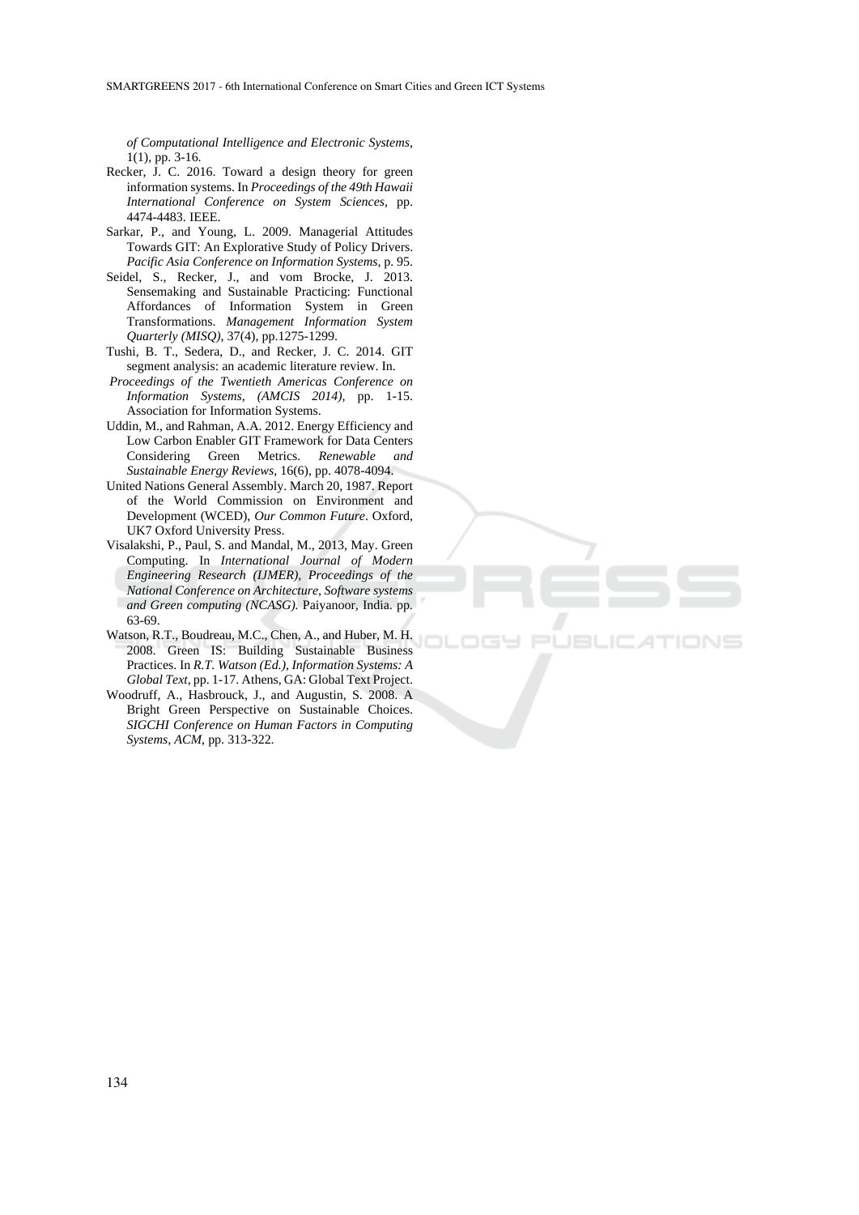*of Computational Intelligence and Electronic Systems*, 1(1), pp. 3-16.

Recker, J. C. 2016. Toward a design theory for green information systems. In *Proceedings of the 49th Hawaii International Conference on System Sciences*, pp. 4474-4483. IEEE.

Sarkar, P., and Young, L. 2009. Managerial Attitudes Towards GIT: An Explorative Study of Policy Drivers. *Pacific Asia Conference on Information Systems*, p. 95.

Seidel, S., Recker, J., and vom Brocke, J. 2013. Sensemaking and Sustainable Practicing: Functional Affordances of Information System in Green Transformations. *Management Information System Quarterly (MISQ)*, 37(4), pp.1275-1299.

Tushi, B. T., Sedera, D., and Recker, J. C. 2014. GIT segment analysis: an academic literature review. In. *Proceedings of the Twentieth Americas Conference on Information Systems, (AMCIS 2014)*, pp. 1-15. Association for Information Systems.

Uddin, M., and Rahman, A.A. 2012. Energy Efficiency and Low Carbon Enabler GIT Framework for Data Centers Considering Green Metrics. *Renewable and Sustainable Energy Reviews*, 16(6), pp. 4078-4094.

United Nations General Assembly. March 20, 1987. Report of the World Commission on Environment and Development (WCED), *Our Common Future*. Oxford, UK7 Oxford University Press.

Visalakshi, P., Paul, S. and Mandal, M., 2013, May. Green Computing. In *International Journal of Modern Engineering Research (IJMER), Proceedings of the National Conference on Architecture, Software systems and Green computing (NCASG)*. Paiyanoor, India. pp. 63-69.

Watson, R.T., Boudreau, M.C., Chen, A., and Huber, M. H. 2008. Green IS: Building Sustainable Business Practices. In *R.T. Watson (Ed.), Information Systems: A Global Text*, pp. 1-17. Athens, GA: Global Text Project.

Woodruff, A., Hasbrouck, J., and Augustin, S. 2008. A Bright Green Perspective on Sustainable Choices. *SIGCHI Conference on Human Factors in Computing Systems, ACM*, pp. 313-322.